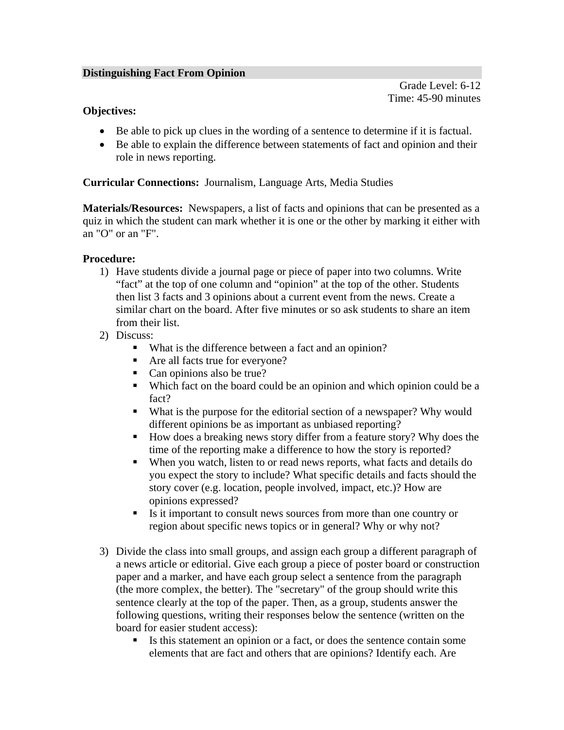## Distinguishing Fact From Opinion

Grade Level: 6-12
Time: 45-90 minutes

**Objectives:**

- Be able to pick up clues in the wording of a sentence to determine if it is factual.
- Be able to explain the difference between statements of fact and opinion and their role in news reporting.

**Curricular Connections:** Journalism, Language Arts, Media Studies

**Materials/Resources:** Newspapers, a list of facts and opinions that can be presented as a quiz in which the student can mark whether it is one or the other by marking it either with an "O" or an "F".

**Procedure:**

1) Have students divide a journal page or piece of paper into two columns. Write “fact” at the top of one column and “opinion” at the top of the other. Students then list 3 facts and 3 opinions about a current event from the news. Create a similar chart on the board. After five minutes or so ask students to share an item from their list.
2) Discuss:
   - What is the difference between a fact and an opinion?
   - Are all facts true for everyone?
   - Can opinions also be true?
   - Which fact on the board could be an opinion and which opinion could be a fact?
   - What is the purpose for the editorial section of a newspaper? Why would different opinions be as important as unbiased reporting?
   - How does a breaking news story differ from a feature story? Why does the time of the reporting make a difference to how the story is reported?
   - When you watch, listen to or read news reports, what facts and details do you expect the story to include? What specific details and facts should the story cover (e.g. location, people involved, impact, etc.)? How are opinions expressed?
   - Is it important to consult news sources from more than one country or region about specific news topics or in general? Why or why not?
3) Divide the class into small groups, and assign each group a different paragraph of a news article or editorial. Give each group a piece of poster board or construction paper and a marker, and have each group select a sentence from the paragraph (the more complex, the better). The "secretary" of the group should write this sentence clearly at the top of the paper. Then, as a group, students answer the following questions, writing their responses below the sentence (written on the board for easier student access):
   - Is this statement an opinion or a fact, or does the sentence contain some elements that are fact and others that are opinions? Identify each. Are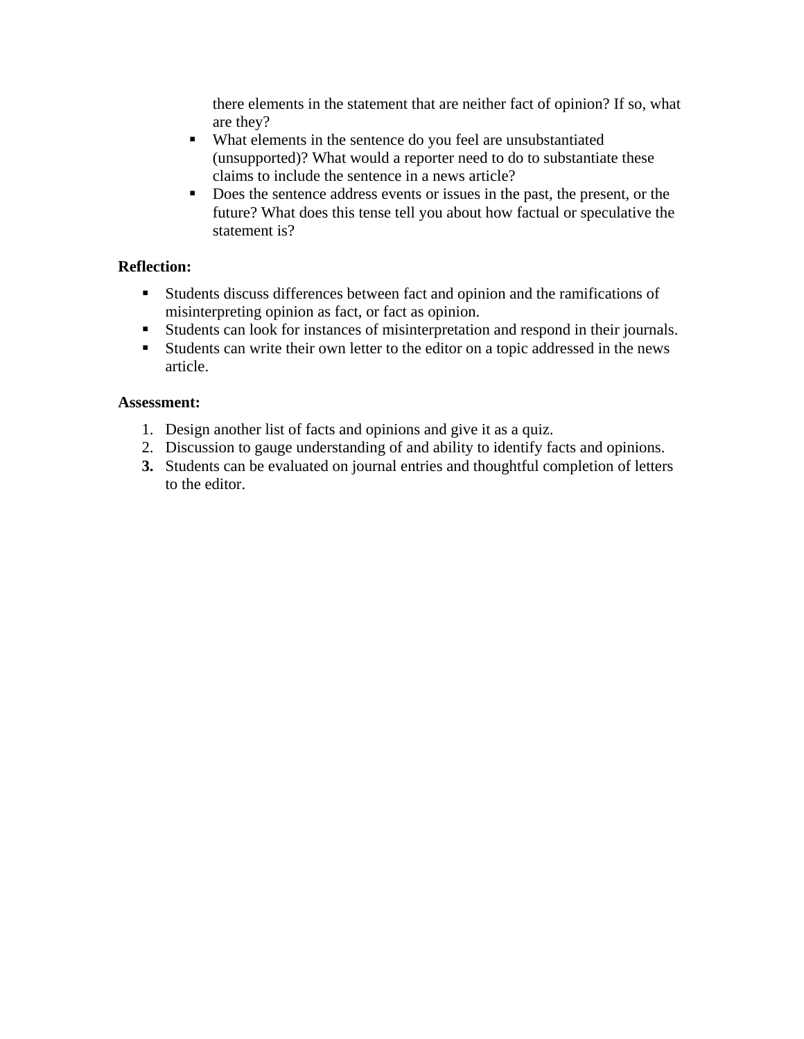there elements in the statement that are neither fact of opinion? If so, what are they?

- What elements in the sentence do you feel are unsubstantiated (unsupported)? What would a reporter need to do to substantiate these claims to include the sentence in a news article?
- Does the sentence address events or issues in the past, the present, or the future? What does this tense tell you about how factual or speculative the statement is?

**Reflection:**

- Students discuss differences between fact and opinion and the ramifications of misinterpreting opinion as fact, or fact as opinion.
- Students can look for instances of misinterpretation and respond in their journals.
- Students can write their own letter to the editor on a topic addressed in the news article.

**Assessment:**

1. Design another list of facts and opinions and give it as a quiz.
2. Discussion to gauge understanding of and ability to identify facts and opinions.
3. Students can be evaluated on journal entries and thoughtful completion of letters to the editor.